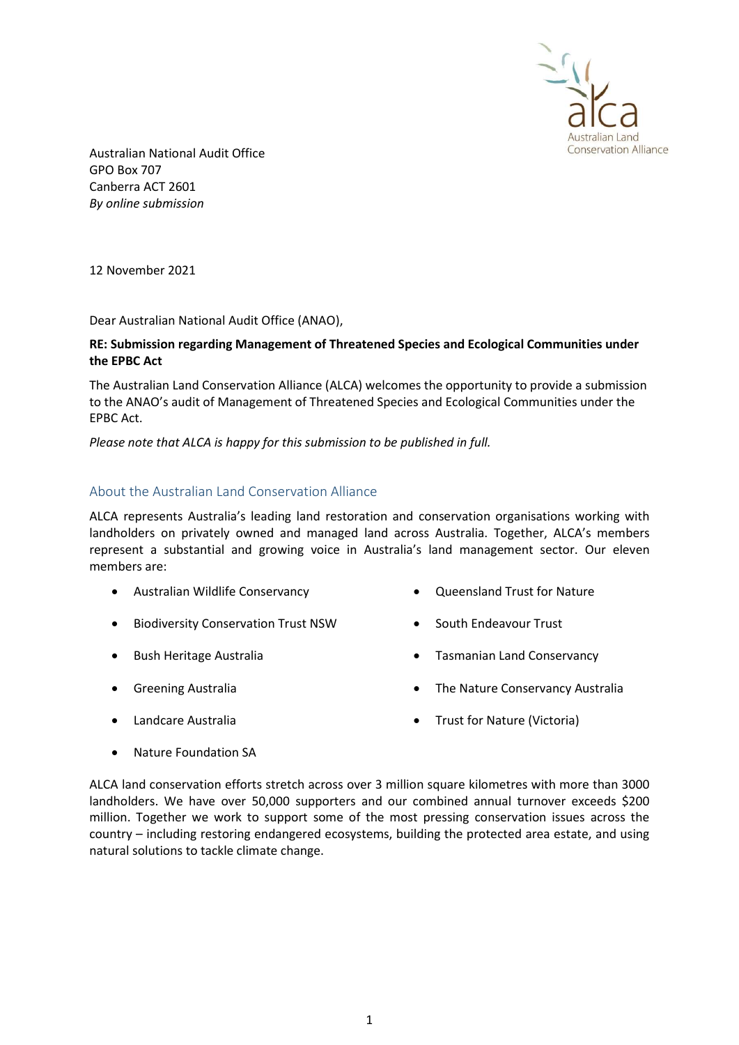Australian National Audit Office
GPO Box 707
Canberra ACT 2601
*By online submission*

12 November 2021

Dear Australian National Audit Office (ANAO),

**RE: Submission regarding Management of Threatened Species and Ecological Communities under the EPBC Act**

The Australian Land Conservation Alliance (ALCA) welcomes the opportunity to provide a submission to the ANAO's audit of Management of Threatened Species and Ecological Communities under the EPBC Act.

*Please note that ALCA is happy for this submission to be published in full.*

## About the Australian Land Conservation Alliance

ALCA represents Australia's leading land restoration and conservation organisations working with landholders on privately owned and managed land across Australia. Together, ALCA's members represent a substantial and growing voice in Australia's land management sector. Our eleven members are:

- Australian Wildlife Conservancy
- Biodiversity Conservation Trust NSW
- Bush Heritage Australia
- Greening Australia
- Landcare Australia
- Nature Foundation SA
- Queensland Trust for Nature
- South Endeavour Trust
- Tasmanian Land Conservancy
- The Nature Conservancy Australia
- Trust for Nature (Victoria)

ALCA land conservation efforts stretch across over 3 million square kilometres with more than 3000 landholders. We have over 50,000 supporters and our combined annual turnover exceeds $200 million. Together we work to support some of the most pressing conservation issues across the country – including restoring endangered ecosystems, building the protected area estate, and using natural solutions to tackle climate change.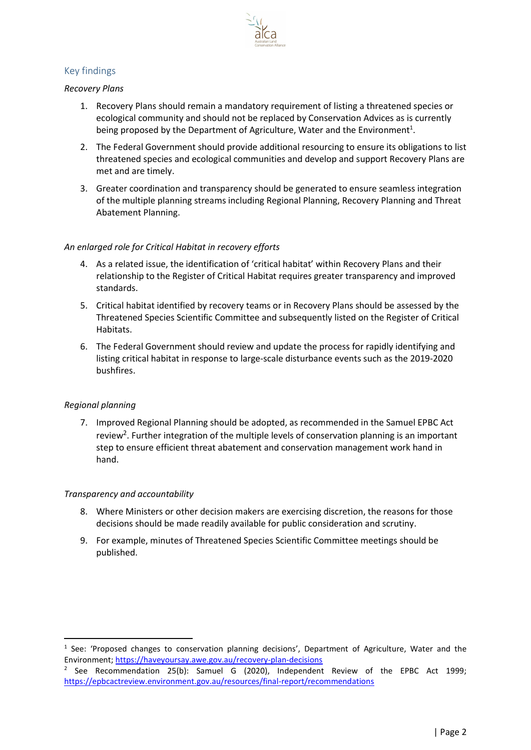## Key findings

*Recovery Plans*

1. Recovery Plans should remain a mandatory requirement of listing a threatened species or ecological community and should not be replaced by Conservation Advices as is currently being proposed by the Department of Agriculture, Water and the Environment[1].
2. The Federal Government should provide additional resourcing to ensure its obligations to list threatened species and ecological communities and develop and support Recovery Plans are met and are timely.
3. Greater coordination and transparency should be generated to ensure seamless integration of the multiple planning streams including Regional Planning, Recovery Planning and Threat Abatement Planning.

*An enlarged role for Critical Habitat in recovery efforts*

4. As a related issue, the identification of 'critical habitat' within Recovery Plans and their relationship to the Register of Critical Habitat requires greater transparency and improved standards.
5. Critical habitat identified by recovery teams or in Recovery Plans should be assessed by the Threatened Species Scientific Committee and subsequently listed on the Register of Critical Habitats.
6. The Federal Government should review and update the process for rapidly identifying and listing critical habitat in response to large-scale disturbance events such as the 2019-2020 bushfires.

*Regional planning*

7. Improved Regional Planning should be adopted, as recommended in the Samuel EPBC Act review[2]. Further integration of the multiple levels of conservation planning is an important step to ensure efficient threat abatement and conservation management work hand in hand.

*Transparency and accountability*

8. Where Ministers or other decision makers are exercising discretion, the reasons for those decisions should be made readily available for public consideration and scrutiny.
9. For example, minutes of Threatened Species Scientific Committee meetings should be published.

---

[1] See: 'Proposed changes to conservation planning decisions', Department of Agriculture, Water and the Environment; https://haveyoursay.awe.gov.au/recovery-plan-decisions

[2] See Recommendation 25(b): Samuel G (2020), Independent Review of the EPBC Act 1999; https://epbcactreview.environment.gov.au/resources/final-report/recommendations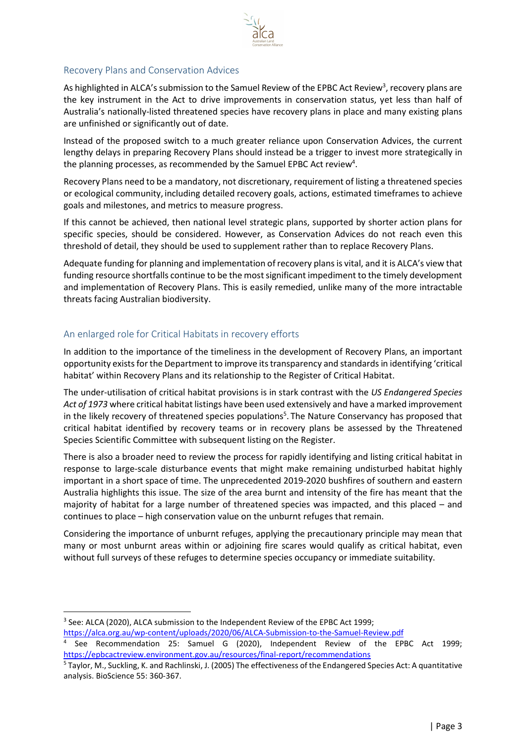## Recovery Plans and Conservation Advices

As highlighted in ALCA's submission to the Samuel Review of the EPBC Act Review[3], recovery plans are the key instrument in the Act to drive improvements in conservation status, yet less than half of Australia's nationally-listed threatened species have recovery plans in place and many existing plans are unfinished or significantly out of date.

Instead of the proposed switch to a much greater reliance upon Conservation Advices, the current lengthy delays in preparing Recovery Plans should instead be a trigger to invest more strategically in the planning processes, as recommended by the Samuel EPBC Act review[4].

Recovery Plans need to be a mandatory, not discretionary, requirement of listing a threatened species or ecological community, including detailed recovery goals, actions, estimated timeframes to achieve goals and milestones, and metrics to measure progress.

If this cannot be achieved, then national level strategic plans, supported by shorter action plans for specific species, should be considered. However, as Conservation Advices do not reach even this threshold of detail, they should be used to supplement rather than to replace Recovery Plans.

Adequate funding for planning and implementation of recovery plans is vital, and it is ALCA's view that funding resource shortfalls continue to be the most significant impediment to the timely development and implementation of Recovery Plans. This is easily remedied, unlike many of the more intractable threats facing Australian biodiversity.

## An enlarged role for Critical Habitats in recovery efforts

In addition to the importance of the timeliness in the development of Recovery Plans, an important opportunity exists for the Department to improve its transparency and standards in identifying 'critical habitat' within Recovery Plans and its relationship to the Register of Critical Habitat.

The under-utilisation of critical habitat provisions is in stark contrast with the *US Endangered Species Act of 1973* where critical habitat listings have been used extensively and have a marked improvement in the likely recovery of threatened species populations[5]. The Nature Conservancy has proposed that critical habitat identified by recovery teams or in recovery plans be assessed by the Threatened Species Scientific Committee with subsequent listing on the Register.

There is also a broader need to review the process for rapidly identifying and listing critical habitat in response to large-scale disturbance events that might make remaining undisturbed habitat highly important in a short space of time. The unprecedented 2019-2020 bushfires of southern and eastern Australia highlights this issue. The size of the area burnt and intensity of the fire has meant that the majority of habitat for a large number of threatened species was impacted, and this placed – and continues to place – high conservation value on the unburnt refuges that remain.

Considering the importance of unburnt refuges, applying the precautionary principle may mean that many or most unburnt areas within or adjoining fire scares would qualify as critical habitat, even without full surveys of these refuges to determine species occupancy or immediate suitability.

---

[3] See: ALCA (2020), ALCA submission to the Independent Review of the EPBC Act 1999; https://alca.org.au/wp-content/uploads/2020/06/ALCA-Submission-to-the-Samuel-Review.pdf

[4] See Recommendation 25: Samuel G (2020), Independent Review of the EPBC Act 1999; https://epbcactreview.environment.gov.au/resources/final-report/recommendations

[5] Taylor, M., Suckling, K. and Rachlinski, J. (2005) The effectiveness of the Endangered Species Act: A quantitative analysis. BioScience 55: 360-367.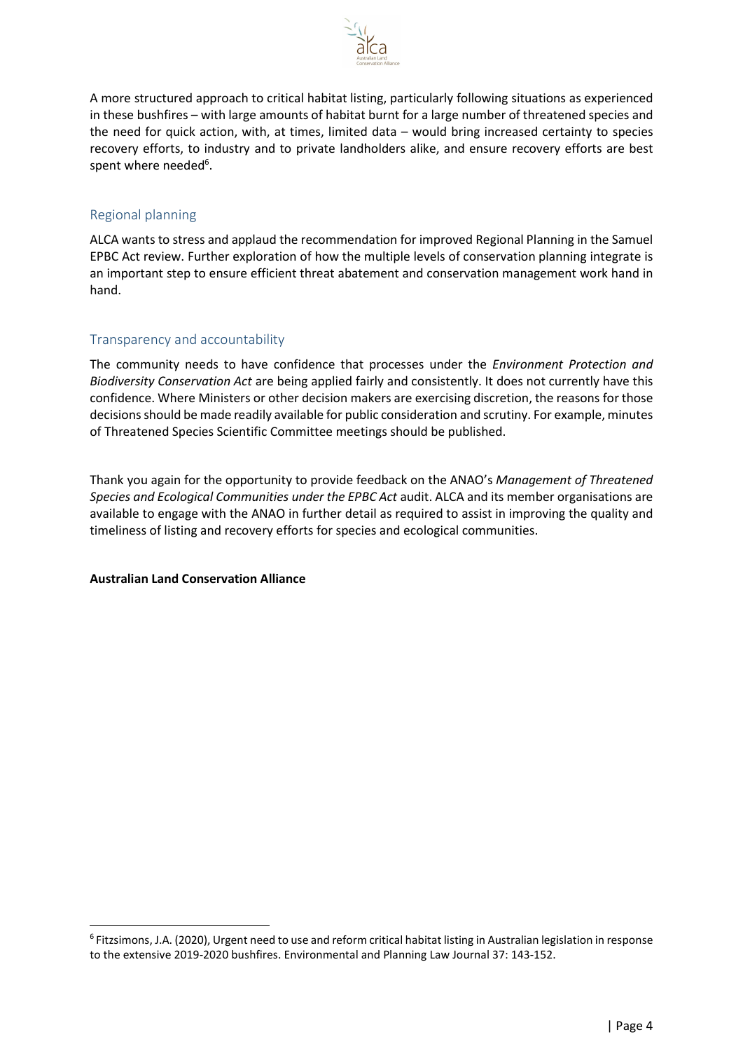A more structured approach to critical habitat listing, particularly following situations as experienced in these bushfires – with large amounts of habitat burnt for a large number of threatened species and the need for quick action, with, at times, limited data – would bring increased certainty to species recovery efforts, to industry and to private landholders alike, and ensure recovery efforts are best spent where needed[6].

## Regional planning

ALCA wants to stress and applaud the recommendation for improved Regional Planning in the Samuel EPBC Act review. Further exploration of how the multiple levels of conservation planning integrate is an important step to ensure efficient threat abatement and conservation management work hand in hand.

## Transparency and accountability

The community needs to have confidence that processes under the *Environment Protection and Biodiversity Conservation Act* are being applied fairly and consistently. It does not currently have this confidence. Where Ministers or other decision makers are exercising discretion, the reasons for those decisions should be made readily available for public consideration and scrutiny. For example, minutes of Threatened Species Scientific Committee meetings should be published.

Thank you again for the opportunity to provide feedback on the ANAO's *Management of Threatened Species and Ecological Communities under the EPBC Act* audit. ALCA and its member organisations are available to engage with the ANAO in further detail as required to assist in improving the quality and timeliness of listing and recovery efforts for species and ecological communities.

**Australian Land Conservation Alliance**

[6] Fitzsimons, J.A. (2020), Urgent need to use and reform critical habitat listing in Australian legislation in response to the extensive 2019-2020 bushfires. Environmental and Planning Law Journal 37: 143-152.